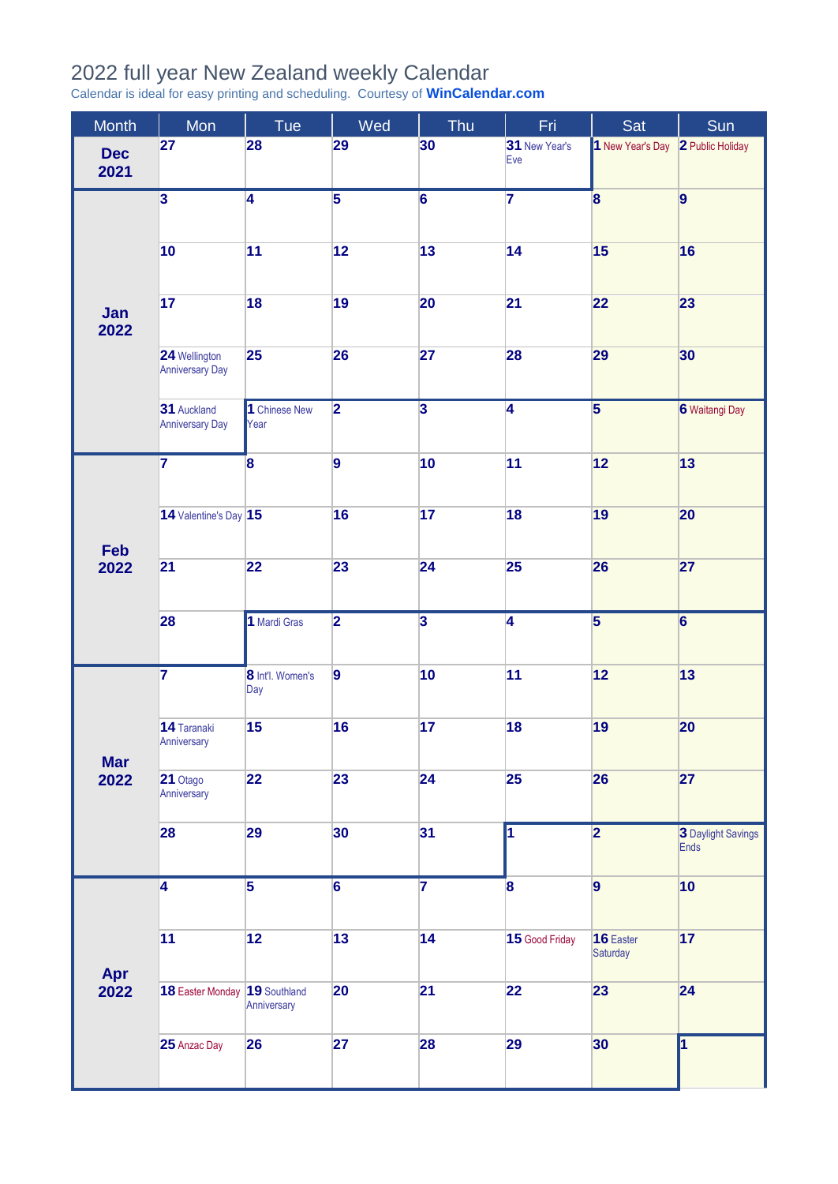# 2022 full year New Zealand weekly Calendar

Calendar is ideal for easy printing and scheduling. Courtesy of **WinCalendar.com**

| Month | Mon | Tue | Wed | Thu | Fri | Sat | Sun |
|---|---|---|---|---|---|---|---|
| **Dec 2021** | **27** | **28** | **29** | **30** | **31** New Year's Eve | **1** New Year's Day | **2** Public Holiday |
| **Jan 2022** | **3** | **4** | **5** | **6** | **7** | **8** | **9** |
| | **10** | **11** | **12** | **13** | **14** | **15** | **16** |
| | **17** | **18** | **19** | **20** | **21** | **22** | **23** |
| | **24** Wellington Anniversary Day | **25** | **26** | **27** | **28** | **29** | **30** |
| | **31** Auckland Anniversary Day | **1** Chinese New Year | **2** | **3** | **4** | **5** | **6** Waitangi Day |
| **Feb 2022** | **7** | **8** | **9** | **10** | **11** | **12** | **13** |
| | **14** Valentine's Day | **15** | **16** | **17** | **18** | **19** | **20** |
| | **21** | **22** | **23** | **24** | **25** | **26** | **27** |
| | **28** | **1** Mardi Gras | **2** | **3** | **4** | **5** | **6** |
| **Mar 2022** | **7** | **8** Int'l. Women's Day | **9** | **10** | **11** | **12** | **13** |
| | **14** Taranaki Anniversary | **15** | **16** | **17** | **18** | **19** | **20** |
| | **21** Otago Anniversary | **22** | **23** | **24** | **25** | **26** | **27** |
| | **28** | **29** | **30** | **31** | **1** | **2** | **3** Daylight Savings Ends |
| **Apr 2022** | **4** | **5** | **6** | **7** | **8** | **9** | **10** |
| | **11** | **12** | **13** | **14** | **15** Good Friday | **16** Easter Saturday | **17** |
| | **18** Easter Monday | **19** Southland Anniversary | **20** | **21** | **22** | **23** | **24** |
| | **25** Anzac Day | **26** | **27** | **28** | **29** | **30** | **1** |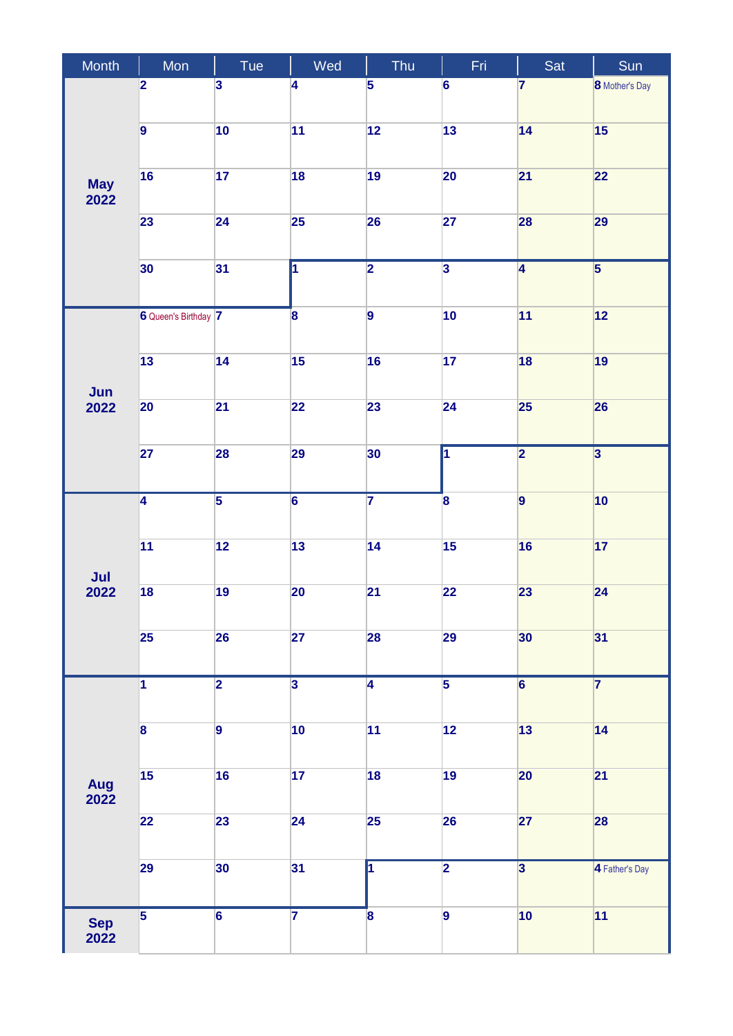| Month | Mon | Tue | Wed | Thu | Fri | Sat | Sun |
|---|---|---|---|---|---|---|---|
| May 2022 | 2 | 3 | 4 | 5 | 6 | 7 | 8 Mother's Day |
| | 9 | 10 | 11 | 12 | 13 | 14 | 15 |
| | 16 | 17 | 18 | 19 | 20 | 21 | 22 |
| | 23 | 24 | 25 | 26 | 27 | 28 | 29 |
| | 30 | 31 | 1 | 2 | 3 | 4 | 5 |
| Jun 2022 | 6 Queen's Birthday | 7 | 8 | 9 | 10 | 11 | 12 |
| | 13 | 14 | 15 | 16 | 17 | 18 | 19 |
| | 20 | 21 | 22 | 23 | 24 | 25 | 26 |
| | 27 | 28 | 29 | 30 | 1 | 2 | 3 |
| Jul 2022 | 4 | 5 | 6 | 7 | 8 | 9 | 10 |
| | 11 | 12 | 13 | 14 | 15 | 16 | 17 |
| | 18 | 19 | 20 | 21 | 22 | 23 | 24 |
| | 25 | 26 | 27 | 28 | 29 | 30 | 31 |
| Aug 2022 | 1 | 2 | 3 | 4 | 5 | 6 | 7 |
| | 8 | 9 | 10 | 11 | 12 | 13 | 14 |
| | 15 | 16 | 17 | 18 | 19 | 20 | 21 |
| | 22 | 23 | 24 | 25 | 26 | 27 | 28 |
| | 29 | 30 | 31 | 1 | 2 | 3 | 4 Father's Day |
| Sep 2022 | 5 | 6 | 7 | 8 | 9 | 10 | 11 |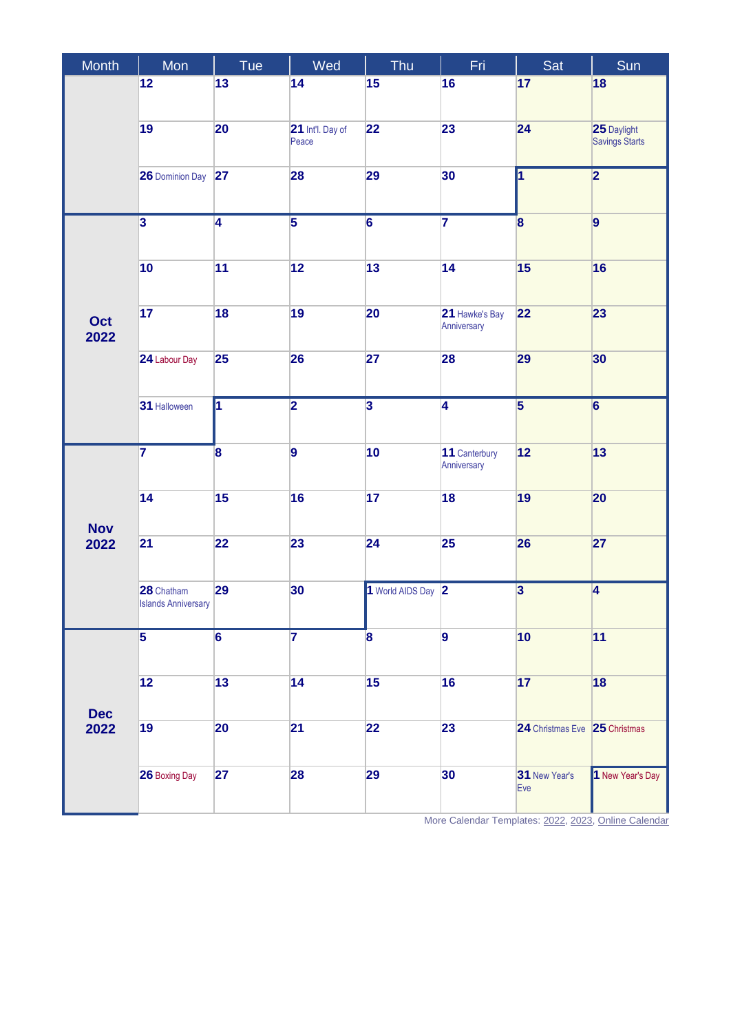| Month | Mon | Tue | Wed | Thu | Fri | Sat | Sun |
|---|---|---|---|---|---|---|---|
| | 12 | 13 | 14 | 15 | 16 | 17 | 18 |
| | 19 | 20 | 21 Int'l. Day of Peace | 22 | 23 | 24 | 25 Daylight Savings Starts |
| | 26 Dominion Day | 27 | 28 | 29 | 30 | 1 | 2 |
| Oct 2022 | 3 | 4 | 5 | 6 | 7 | 8 | 9 |
| | 10 | 11 | 12 | 13 | 14 | 15 | 16 |
| | 17 | 18 | 19 | 20 | 21 Hawke's Bay Anniversary | 22 | 23 |
| | 24 Labour Day | 25 | 26 | 27 | 28 | 29 | 30 |
| | 31 Halloween | 1 | 2 | 3 | 4 | 5 | 6 |
| Nov 2022 | 7 | 8 | 9 | 10 | 11 Canterbury Anniversary | 12 | 13 |
| | 14 | 15 | 16 | 17 | 18 | 19 | 20 |
| | 21 | 22 | 23 | 24 | 25 | 26 | 27 |
| | 28 Chatham Islands Anniversary | 29 | 30 | 1 World AIDS Day | 2 | 3 | 4 |
| Dec 2022 | 5 | 6 | 7 | 8 | 9 | 10 | 11 |
| | 12 | 13 | 14 | 15 | 16 | 17 | 18 |
| | 19 | 20 | 21 | 22 | 23 | 24 Christmas Eve | 25 Christmas |
| | 26 Boxing Day | 27 | 28 | 29 | 30 | 31 New Year's Eve | 1 New Year's Day |

More Calendar Templates: 2022, 2023, Online Calendar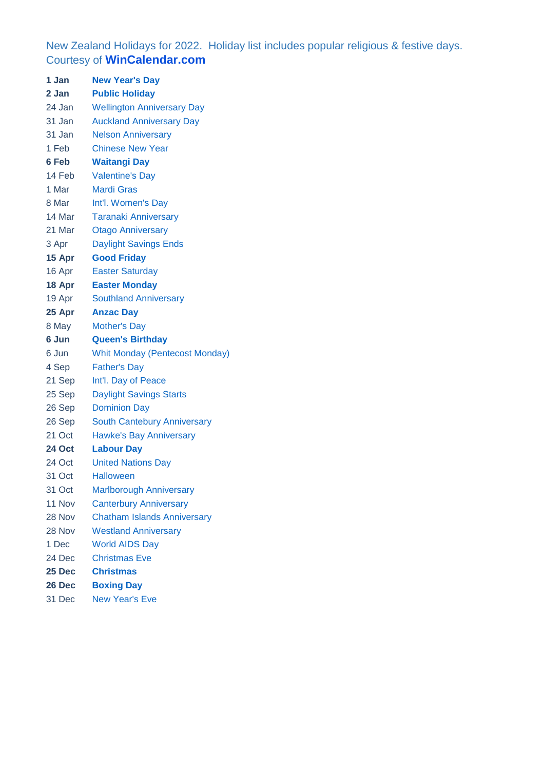New Zealand Holidays for 2022. Holiday list includes popular religious & festive days. Courtesy of **WinCalendar.com**

| | |
|---|---|
| **1 Jan** | **New Year's Day** |
| **2 Jan** | **Public Holiday** |
| 24 Jan | Wellington Anniversary Day |
| 31 Jan | Auckland Anniversary Day |
| 31 Jan | Nelson Anniversary |
| 1 Feb | Chinese New Year |
| **6 Feb** | **Waitangi Day** |
| 14 Feb | Valentine's Day |
| 1 Mar | Mardi Gras |
| 8 Mar | Int'l. Women's Day |
| 14 Mar | Taranaki Anniversary |
| 21 Mar | Otago Anniversary |
| 3 Apr | Daylight Savings Ends |
| **15 Apr** | **Good Friday** |
| 16 Apr | Easter Saturday |
| **18 Apr** | **Easter Monday** |
| 19 Apr | Southland Anniversary |
| **25 Apr** | **Anzac Day** |
| 8 May | Mother's Day |
| **6 Jun** | **Queen's Birthday** |
| 6 Jun | Whit Monday (Pentecost Monday) |
| 4 Sep | Father's Day |
| 21 Sep | Int'l. Day of Peace |
| 25 Sep | Daylight Savings Starts |
| 26 Sep | Dominion Day |
| 26 Sep | South Cantebury Anniversary |
| 21 Oct | Hawke's Bay Anniversary |
| **24 Oct** | **Labour Day** |
| 24 Oct | United Nations Day |
| 31 Oct | Halloween |
| 31 Oct | Marlborough Anniversary |
| 11 Nov | Canterbury Anniversary |
| 28 Nov | Chatham Islands Anniversary |
| 28 Nov | Westland Anniversary |
| 1 Dec | World AIDS Day |
| 24 Dec | Christmas Eve |
| **25 Dec** | **Christmas** |
| **26 Dec** | **Boxing Day** |
| 31 Dec | New Year's Eve |